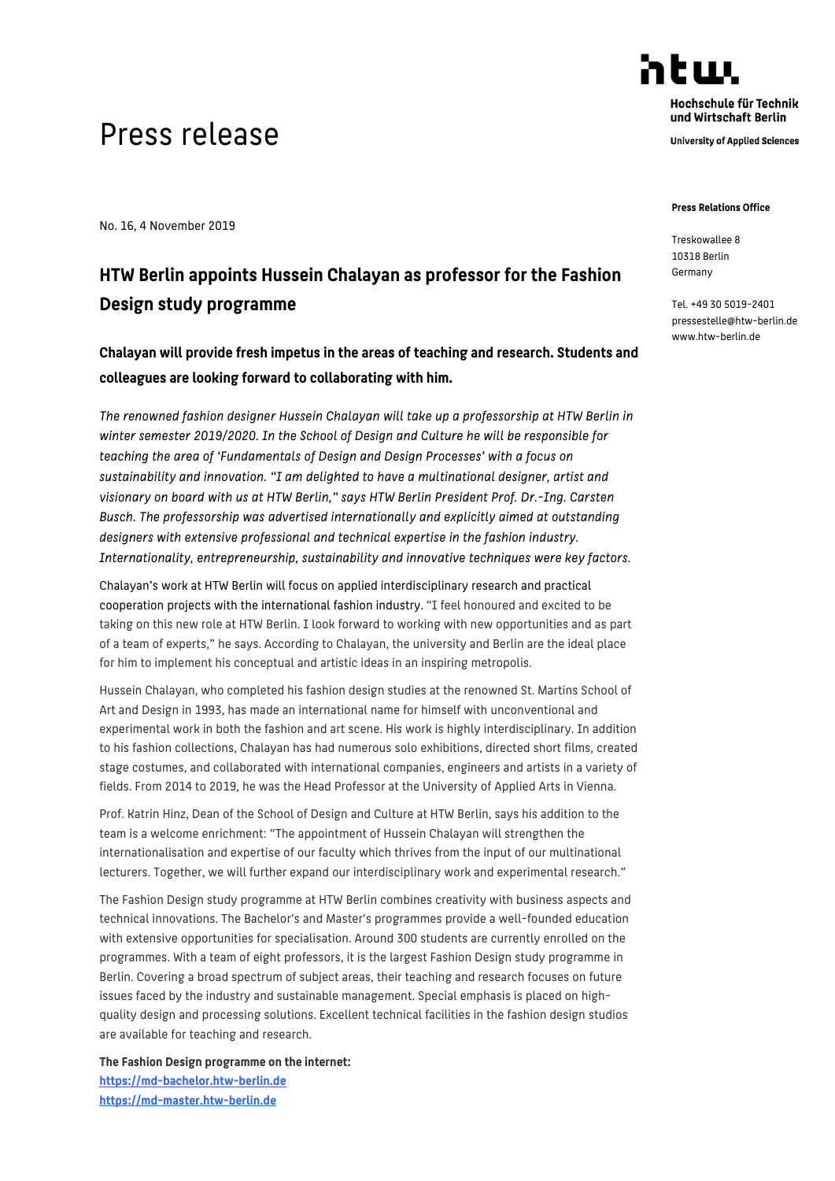htw.

**Hochschule für Technik und Wirtschaft Berlin**

**University of Applied Sciences**

# Press release

**Press Relations Office**

Treskowallee 8
10318 Berlin
Germany

Tel. +49 30 5019-2401
pressestelle@htw-berlin.de
www.htw-berlin.de

No. 16, 4 November 2019

## HTW Berlin appoints Hussein Chalayan as professor for the Fashion Design study programme

**Chalayan will provide fresh impetus in the areas of teaching and research. Students and colleagues are looking forward to collaborating with him.**

*The renowned fashion designer Hussein Chalayan will take up a professorship at HTW Berlin in winter semester 2019/2020. In the School of Design and Culture he will be responsible for teaching the area of 'Fundamentals of Design and Design Processes' with a focus on sustainability and innovation. "I am delighted to have a multinational designer, artist and visionary on board with us at HTW Berlin," says HTW Berlin President Prof. Dr.-Ing. Carsten Busch. The professorship was advertised internationally and explicitly aimed at outstanding designers with extensive professional and technical expertise in the fashion industry. Internationality, entrepreneurship, sustainability and innovative techniques were key factors.*

Chalayan's work at HTW Berlin will focus on applied interdisciplinary research and practical cooperation projects with the international fashion industry. "I feel honoured and excited to be taking on this new role at HTW Berlin. I look forward to working with new opportunities and as part of a team of experts," he says. According to Chalayan, the university and Berlin are the ideal place for him to implement his conceptual and artistic ideas in an inspiring metropolis.

Hussein Chalayan, who completed his fashion design studies at the renowned St. Martins School of Art and Design in 1993, has made an international name for himself with unconventional and experimental work in both the fashion and art scene. His work is highly interdisciplinary. In addition to his fashion collections, Chalayan has had numerous solo exhibitions, directed short films, created stage costumes, and collaborated with international companies, engineers and artists in a variety of fields. From 2014 to 2019, he was the Head Professor at the University of Applied Arts in Vienna.

Prof. Katrin Hinz, Dean of the School of Design and Culture at HTW Berlin, says his addition to the team is a welcome enrichment: "The appointment of Hussein Chalayan will strengthen the internationalisation and expertise of our faculty which thrives from the input of our multinational lecturers. Together, we will further expand our interdisciplinary work and experimental research."

The Fashion Design study programme at HTW Berlin combines creativity with business aspects and technical innovations. The Bachelor's and Master's programmes provide a well-founded education with extensive opportunities for specialisation. Around 300 students are currently enrolled on the programmes. With a team of eight professors, it is the largest Fashion Design study programme in Berlin. Covering a broad spectrum of subject areas, their teaching and research focuses on future issues faced by the industry and sustainable management. Special emphasis is placed on high-quality design and processing solutions. Excellent technical facilities in the fashion design studios are available for teaching and research.

**The Fashion Design programme on the internet:**
**https://md-bachelor.htw-berlin.de**
**https://md-master.htw-berlin.de**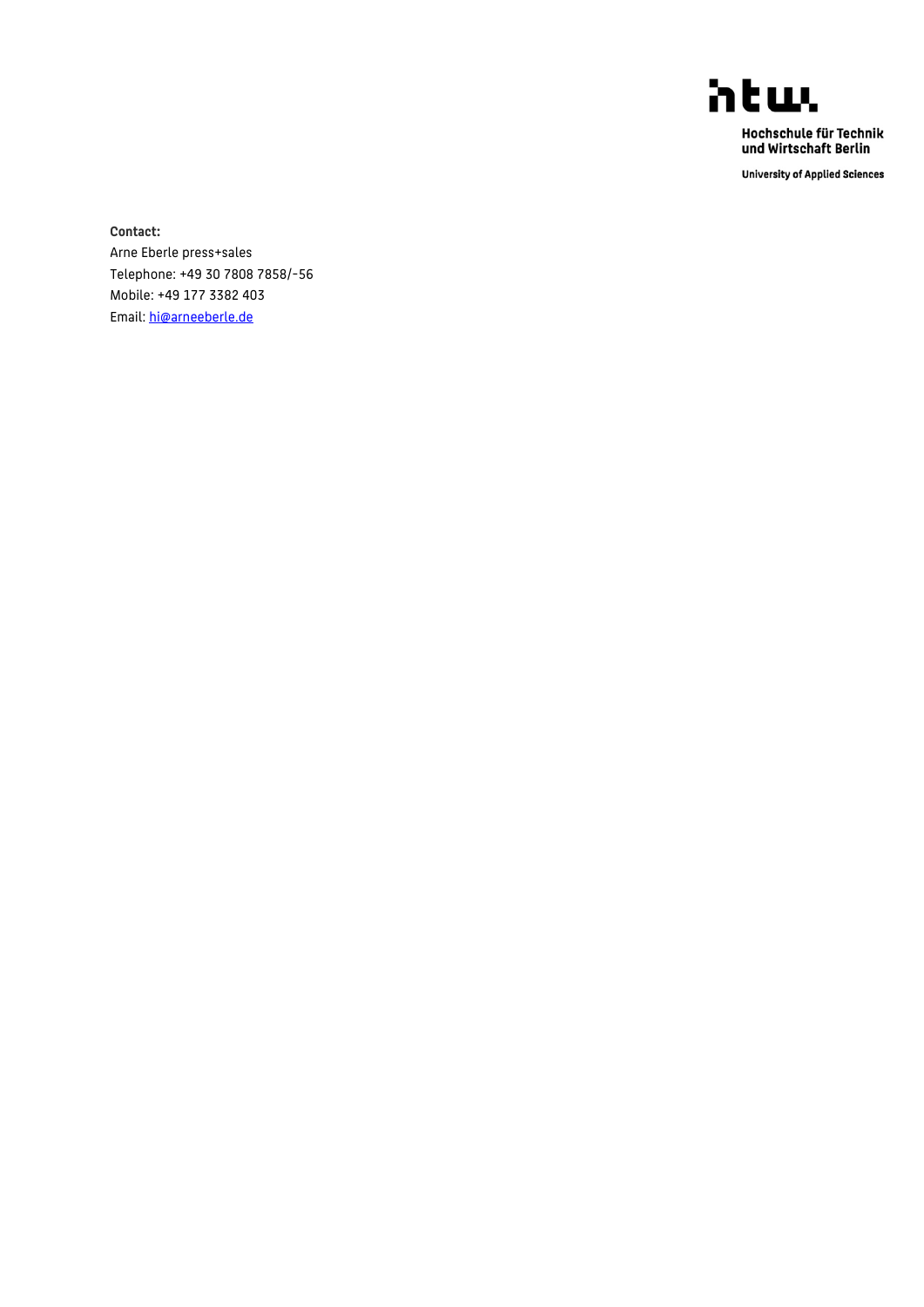**Contact:**
Arne Eberle press+sales
Telephone: +49 30 7808 7858/-56
Mobile: +49 177 3382 403
Email: hi@arneeberle.de